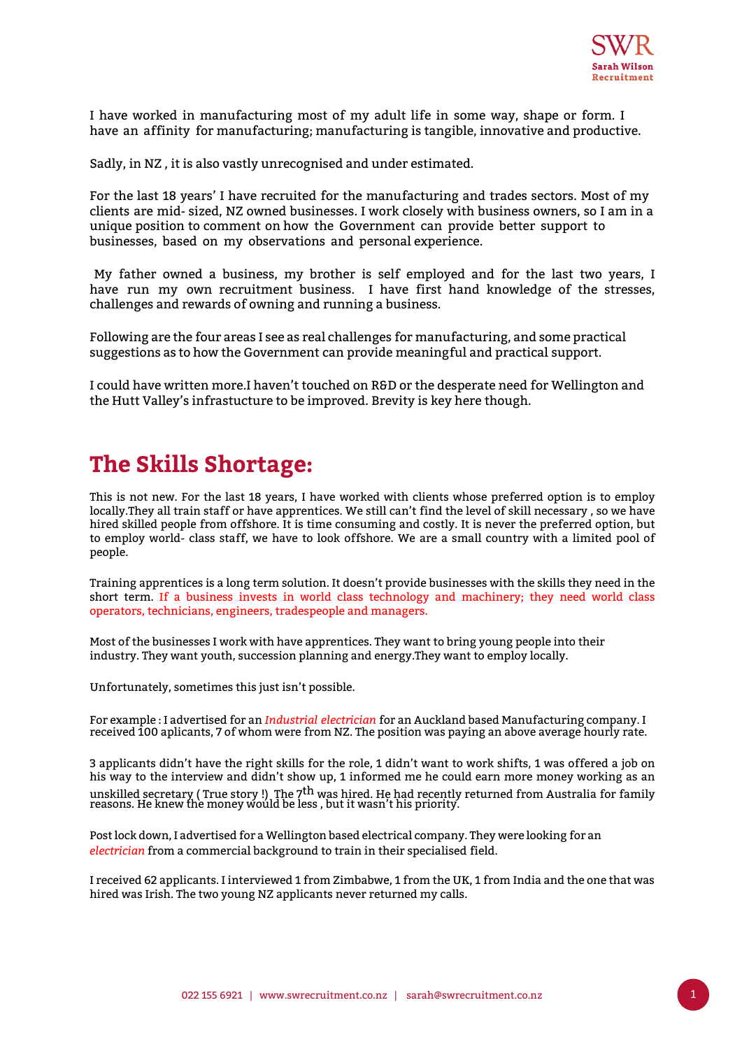I have worked in manufacturing most of my adult life in some way, shape or form. I have an affinity for manufacturing; manufacturing is tangible, innovative and productive.

Sadly, in NZ , it is also vastly unrecognised and under estimated.

For the last 18 years' I have recruited for the manufacturing and trades sectors. Most of my clients are mid- sized, NZ owned businesses. I work closely with business owners, so I am in a unique position to comment on how the Government can provide better support to businesses, based on my observations and personal experience.

My father owned a business, my brother is self employed and for the last two years, I have run my own recruitment business. I have first hand knowledge of the stresses, challenges and rewards of owning and running a business.

Following are the four areas I see as real challenges for manufacturing, and some practical suggestions as to how the Government can provide meaningful and practical support.

I could have written more.I haven't touched on R&D or the desperate need for Wellington and the Hutt Valley's infrastucture to be improved. Brevity is key here though.

# The Skills Shortage:

This is not new. For the last 18 years, I have worked with clients whose preferred option is to employ locally.They all train staff or have apprentices. We still can't find the level of skill necessary , so we have hired skilled people from offshore. It is time consuming and costly. It is never the preferred option, but to employ world- class staff, we have to look offshore. We are a small country with a limited pool of people.

Training apprentices is a long term solution. It doesn't provide businesses with the skills they need in the short term. If a business invests in world class technology and machinery; they need world class operators, technicians, engineers, tradespeople and managers.

Most of the businesses I work with have apprentices. They want to bring young people into their industry. They want youth, succession planning and energy.They want to employ locally.

Unfortunately, sometimes this just isn't possible.

For example : I advertised for an *Industrial electrician* for an Auckland based Manufacturing company. I received 100 aplicants, 7 of whom were from NZ. The position was paying an above average hourly rate.

3 applicants didn't have the right skills for the role, 1 didn't want to work shifts, 1 was offered a job on his way to the interview and didn't show up, 1 informed me he could earn more money working as an unskilled secretary ( True story !) The 7th was hired. He had recently returned from Australia for family reasons. He knew the money would be less , but it wasn't his priority.

Post lock down, I advertised for a Wellington based electrical company. They were looking for an *electrician* from a commercial background to train in their specialised field.

I received 62 applicants. I interviewed 1 from Zimbabwe, 1 from the UK, 1 from India and the one that was hired was Irish. The two young NZ applicants never returned my calls.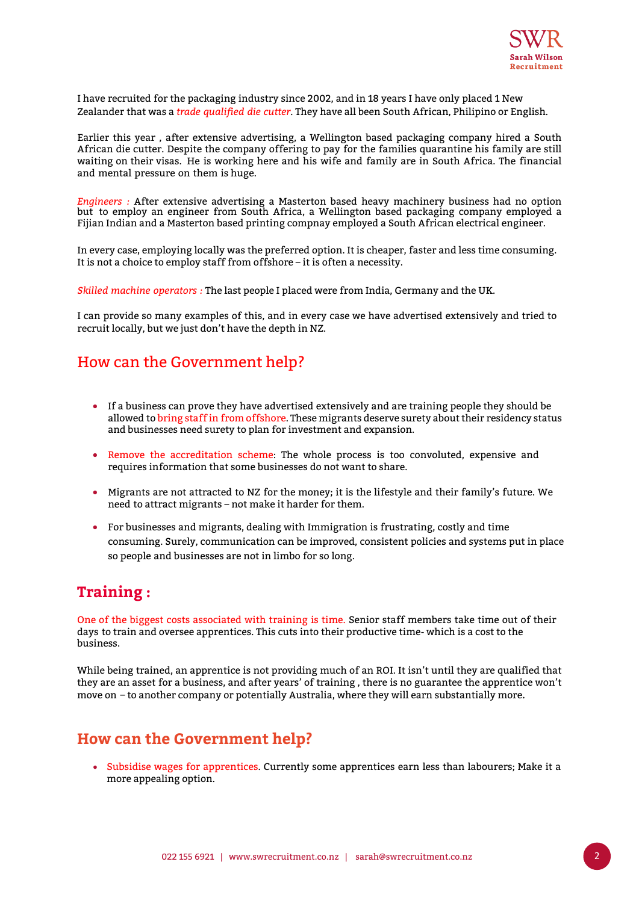I have recruited for the packaging industry since 2002, and in 18 years I have only placed 1 New Zealander that was a *trade qualified die cutter*. They have all been South African, Philipino or English.

Earlier this year , after extensive advertising, a Wellington based packaging company hired a South African die cutter. Despite the company offering to pay for the families quarantine his family are still waiting on their visas. He is working here and his wife and family are in South Africa. The financial and mental pressure on them is huge.

*Engineers :* After extensive advertising a Masterton based heavy machinery business had no option but to employ an engineer from South Africa, a Wellington based packaging company employed a Fijian Indian and a Masterton based printing compnay employed a South African electrical engineer.

In every case, employing locally was the preferred option. It is cheaper, faster and less time consuming. It is not a choice to employ staff from offshore – it is often a necessity.

*Skilled machine operators :* The last people I placed were from India, Germany and the UK.

I can provide so many examples of this, and in every case we have advertised extensively and tried to recruit locally, but we just don't have the depth in NZ.

## How can the Government help?

- If a business can prove they have advertised extensively and are training people they should be allowed to bring staff in from offshore. These migrants deserve surety about their residency status and businesses need surety to plan for investment and expansion.
- Remove the accreditation scheme: The whole process is too convoluted, expensive and requires information that some businesses do not want to share.
- Migrants are not attracted to NZ for the money; it is the lifestyle and their family's future. We need to attract migrants – not make it harder for them.
- For businesses and migrants, dealing with Immigration is frustrating, costly and time consuming. Surely, communication can be improved, consistent policies and systems put in place so people and businesses are not in limbo for so long.

## **Training :**

One of the biggest costs associated with training is time. Senior staff members take time out of their days to train and oversee apprentices. This cuts into their productive time- which is a cost to the business.

While being trained, an apprentice is not providing much of an ROI. It isn't until they are qualified that they are an asset for a business, and after years' of training , there is no guarantee the apprentice won't move on – to another company or potentially Australia, where they will earn substantially more.

## **How can the Government help?**

- Subsidise wages for apprentices. Currently some apprentices earn less than labourers; Make it a more appealing option.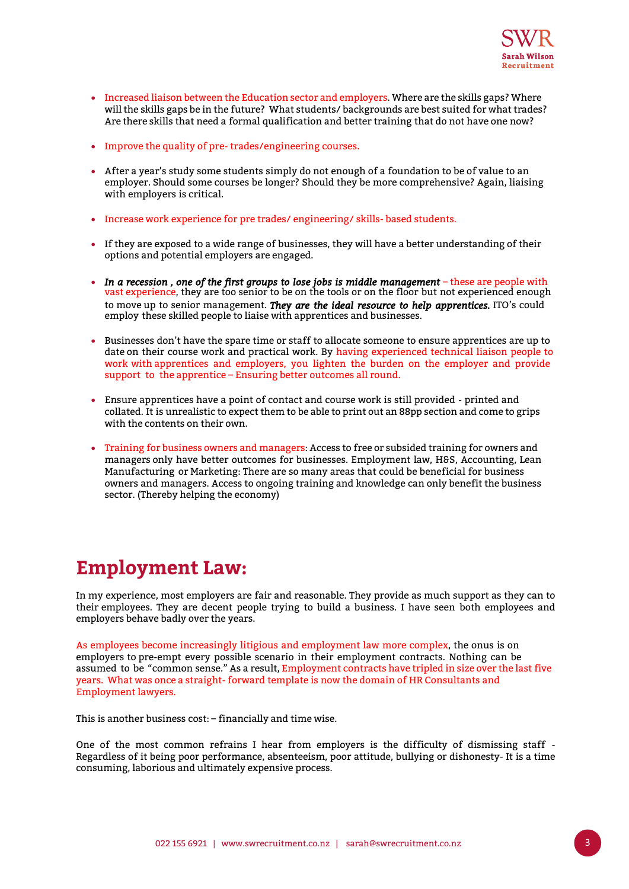- Increased liaison between the Education sector and employers. Where are the skills gaps? Where will the skills gaps be in the future? What students/ backgrounds are best suited for what trades? Are there skills that need a formal qualification and better training that do not have one now?

- Improve the quality of pre- trades/engineering courses.

- After a year's study some students simply do not enough of a foundation to be of value to an employer. Should some courses be longer? Should they be more comprehensive? Again, liaising with employers is critical.

- Increase work experience for pre trades/ engineering/ skills- based students.

- If they are exposed to a wide range of businesses, they will have a better understanding of their options and potential employers are engaged.

- ***In a recession , one of the first groups to lose jobs is middle management*** – these are people with vast experience, they are too senior to be on the tools or on the floor but not experienced enough to move up to senior management. ***They are the ideal resource to help apprentices.*** ITO's could employ these skilled people to liaise with apprentices and businesses.

- Businesses don't have the spare time or staff to allocate someone to ensure apprentices are up to date on their course work and practical work. By having experienced technical liaison people to work with apprentices and employers, you lighten the burden on the employer and provide support to the apprentice – Ensuring better outcomes all round.

- Ensure apprentices have a point of contact and course work is still provided - printed and collated. It is unrealistic to expect them to be able to print out an 88pp section and come to grips with the contents on their own.

- Training for business owners and managers: Access to free or subsided training for owners and managers only have better outcomes for businesses. Employment law, H&S, Accounting, Lean Manufacturing or Marketing: There are so many areas that could be beneficial for business owners and managers. Access to ongoing training and knowledge can only benefit the business sector. (Thereby helping the economy)

# Employment Law:

In my experience, most employers are fair and reasonable. They provide as much support as they can to their employees. They are decent people trying to build a business. I have seen both employees and employers behave badly over the years.

As employees become increasingly litigious and employment law more complex, the onus is on employers to pre-empt every possible scenario in their employment contracts. Nothing can be assumed to be "common sense." As a result, Employment contracts have tripled in size over the last five years. What was once a straight- forward template is now the domain of HR Consultants and Employment lawyers.

This is another business cost: – financially and time wise.

One of the most common refrains I hear from employers is the difficulty of dismissing staff - Regardless of it being poor performance, absenteeism, poor attitude, bullying or dishonesty- It is a time consuming, laborious and ultimately expensive process.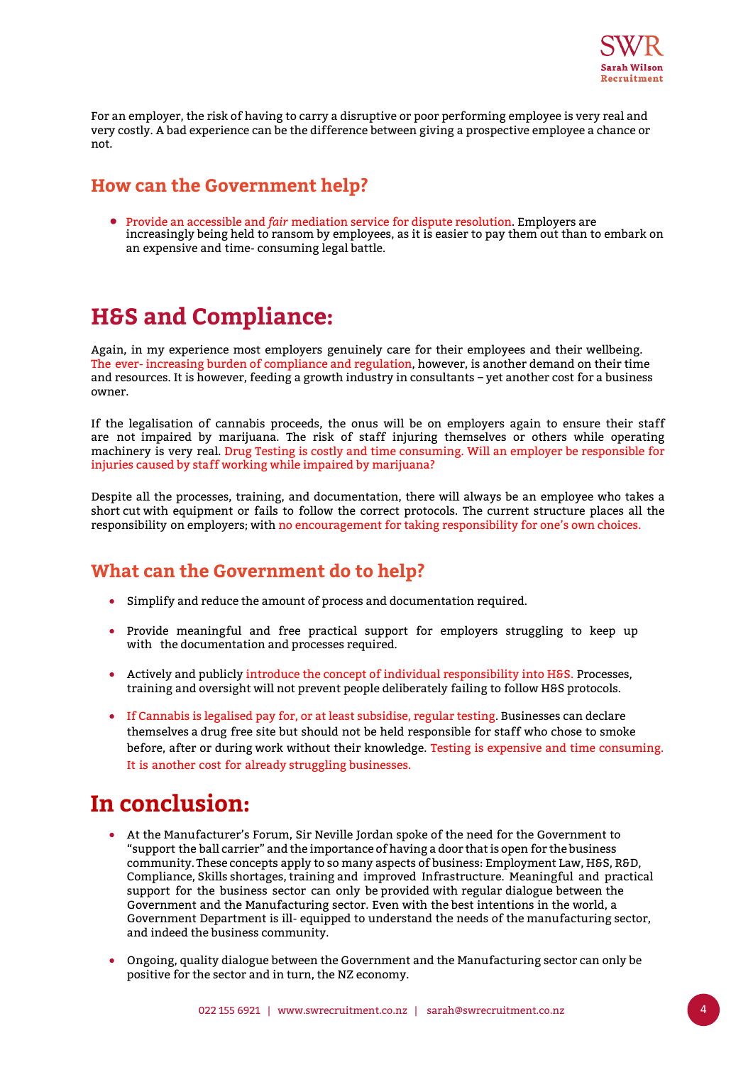For an employer, the risk of having to carry a disruptive or poor performing employee is very real and very costly. A bad experience can be the difference between giving a prospective employee a chance or not.

### How can the Government help?

- Provide an accessible and *fair* mediation service for dispute resolution. Employers are increasingly being held to ransom by employees, as it is easier to pay them out than to embark on an expensive and time- consuming legal battle.

## H&S and Compliance:

Again, in my experience most employers genuinely care for their employees and their wellbeing. The ever- increasing burden of compliance and regulation, however, is another demand on their time and resources. It is however, feeding a growth industry in consultants – yet another cost for a business owner.

If the legalisation of cannabis proceeds, the onus will be on employers again to ensure their staff are not impaired by marijuana. The risk of staff injuring themselves or others while operating machinery is very real. Drug Testing is costly and time consuming. Will an employer be responsible for injuries caused by staff working while impaired by marijuana?

Despite all the processes, training, and documentation, there will always be an employee who takes a short cut with equipment or fails to follow the correct protocols. The current structure places all the responsibility on employers; with no encouragement for taking responsibility for one's own choices.

### What can the Government do to help?

- Simplify and reduce the amount of process and documentation required.
- Provide meaningful and free practical support for employers struggling to keep up with the documentation and processes required.
- Actively and publicly introduce the concept of individual responsibility into H&S. Processes, training and oversight will not prevent people deliberately failing to follow H&S protocols.
- If Cannabis is legalised pay for, or at least subsidise, regular testing. Businesses can declare themselves a drug free site but should not be held responsible for staff who chose to smoke before, after or during work without their knowledge. Testing is expensive and time consuming. It is another cost for already struggling businesses.

## In conclusion:

- At the Manufacturer's Forum, Sir Neville Jordan spoke of the need for the Government to "support the ball carrier" and the importance of having a door that is open for the business community. These concepts apply to so many aspects of business: Employment Law, H&S, R&D, Compliance, Skills shortages, training and improved Infrastructure. Meaningful and practical support for the business sector can only be provided with regular dialogue between the Government and the Manufacturing sector. Even with the best intentions in the world, a Government Department is ill- equipped to understand the needs of the manufacturing sector, and indeed the business community.
- Ongoing, quality dialogue between the Government and the Manufacturing sector can only be positive for the sector and in turn, the NZ economy.